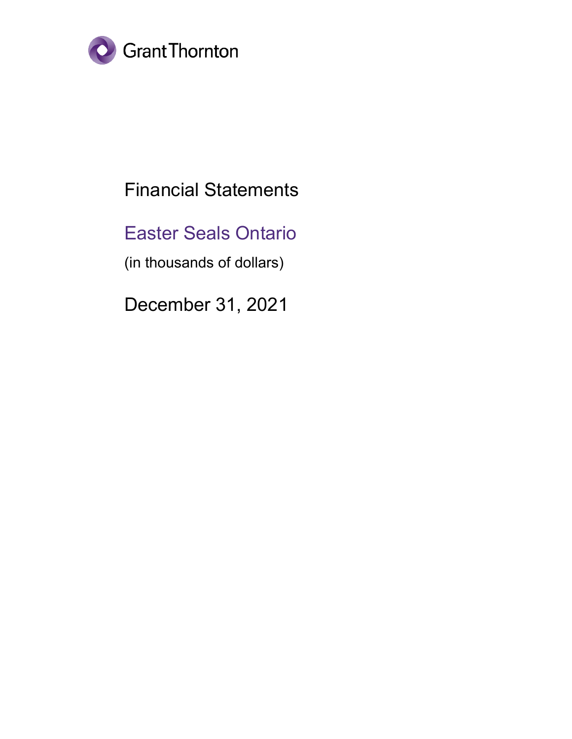Grant Thornton

# Financial Statements

## Easter Seals Ontario

(in thousands of dollars)

## December 31, 2021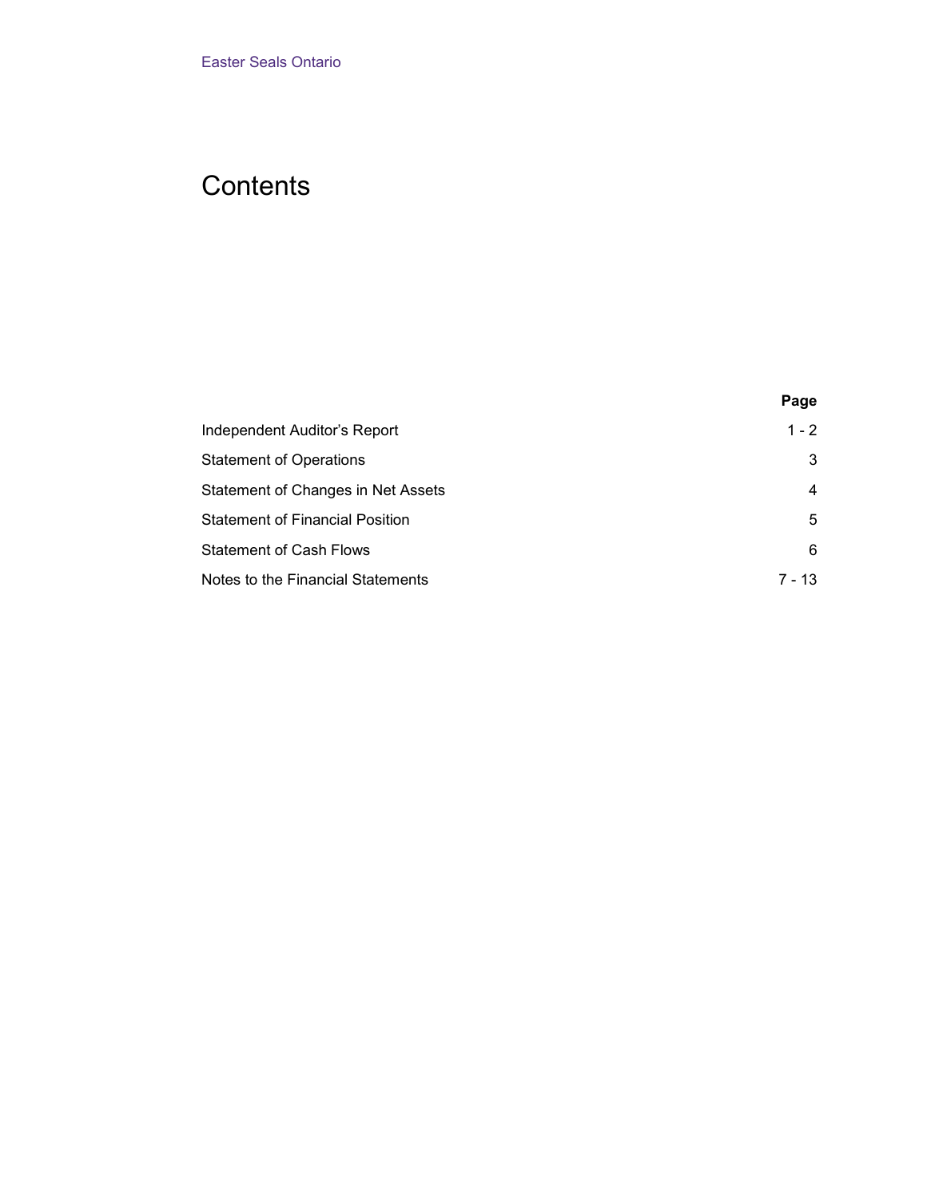Easter Seals Ontario

# Contents

| | Page |
|---|---|
| Independent Auditor's Report | 1 - 2 |
| Statement of Operations | 3 |
| Statement of Changes in Net Assets | 4 |
| Statement of Financial Position | 5 |
| Statement of Cash Flows | 6 |
| Notes to the Financial Statements | 7 - 13 |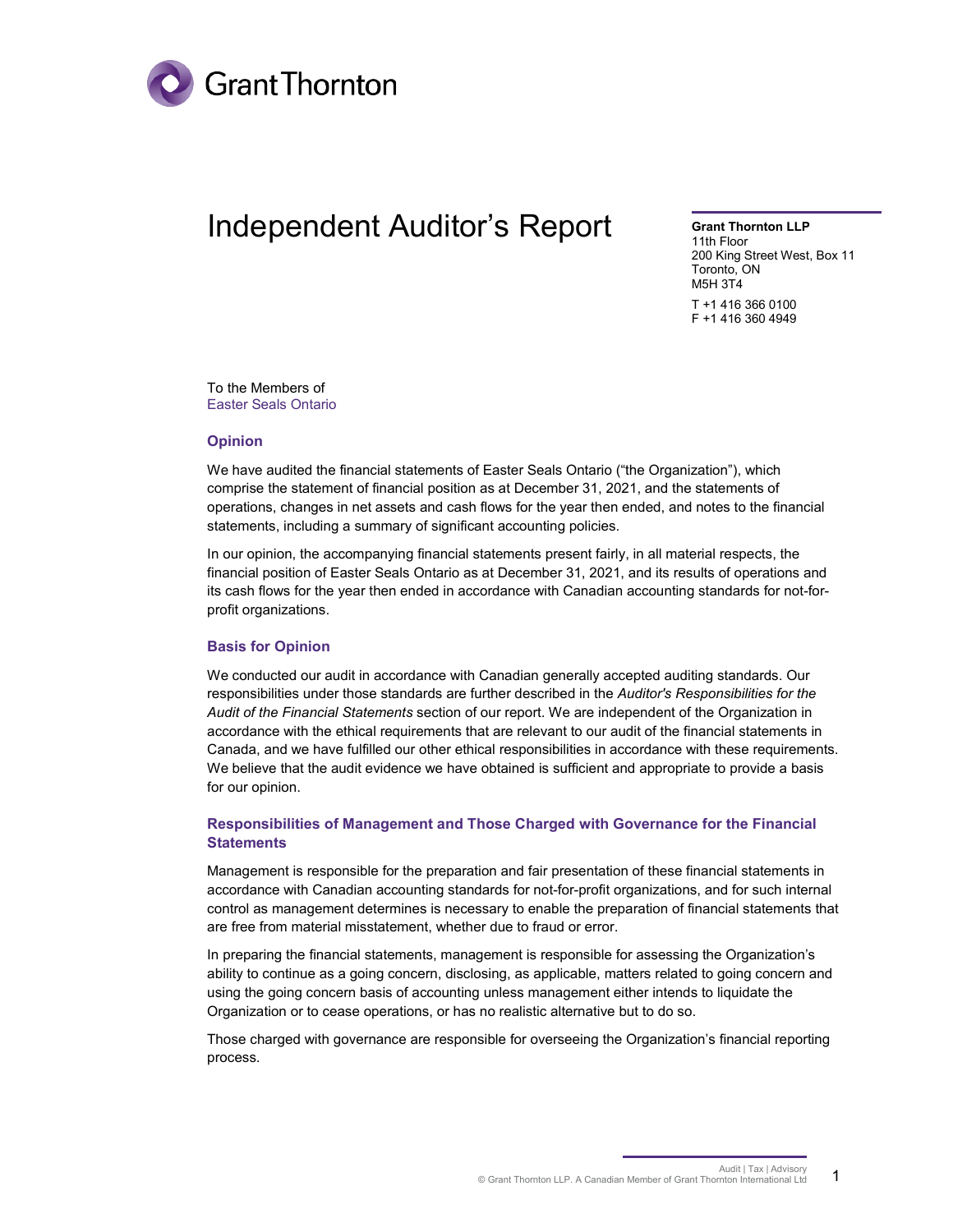# Independent Auditor's Report

**Grant Thornton LLP**
11th Floor
200 King Street West, Box 11
Toronto, ON
M5H 3T4

T +1 416 366 0100
F +1 416 360 4949

To the Members of
Easter Seals Ontario

## Opinion

We have audited the financial statements of Easter Seals Ontario ("the Organization"), which comprise the statement of financial position as at December 31, 2021, and the statements of operations, changes in net assets and cash flows for the year then ended, and notes to the financial statements, including a summary of significant accounting policies.

In our opinion, the accompanying financial statements present fairly, in all material respects, the financial position of Easter Seals Ontario as at December 31, 2021, and its results of operations and its cash flows for the year then ended in accordance with Canadian accounting standards for not-for-profit organizations.

## Basis for Opinion

We conducted our audit in accordance with Canadian generally accepted auditing standards. Our responsibilities under those standards are further described in the *Auditor's Responsibilities for the Audit of the Financial Statements* section of our report. We are independent of the Organization in accordance with the ethical requirements that are relevant to our audit of the financial statements in Canada, and we have fulfilled our other ethical responsibilities in accordance with these requirements. We believe that the audit evidence we have obtained is sufficient and appropriate to provide a basis for our opinion.

## Responsibilities of Management and Those Charged with Governance for the Financial Statements

Management is responsible for the preparation and fair presentation of these financial statements in accordance with Canadian accounting standards for not-for-profit organizations, and for such internal control as management determines is necessary to enable the preparation of financial statements that are free from material misstatement, whether due to fraud or error.

In preparing the financial statements, management is responsible for assessing the Organization's ability to continue as a going concern, disclosing, as applicable, matters related to going concern and using the going concern basis of accounting unless management either intends to liquidate the Organization or to cease operations, or has no realistic alternative but to do so.

Those charged with governance are responsible for overseeing the Organization's financial reporting process.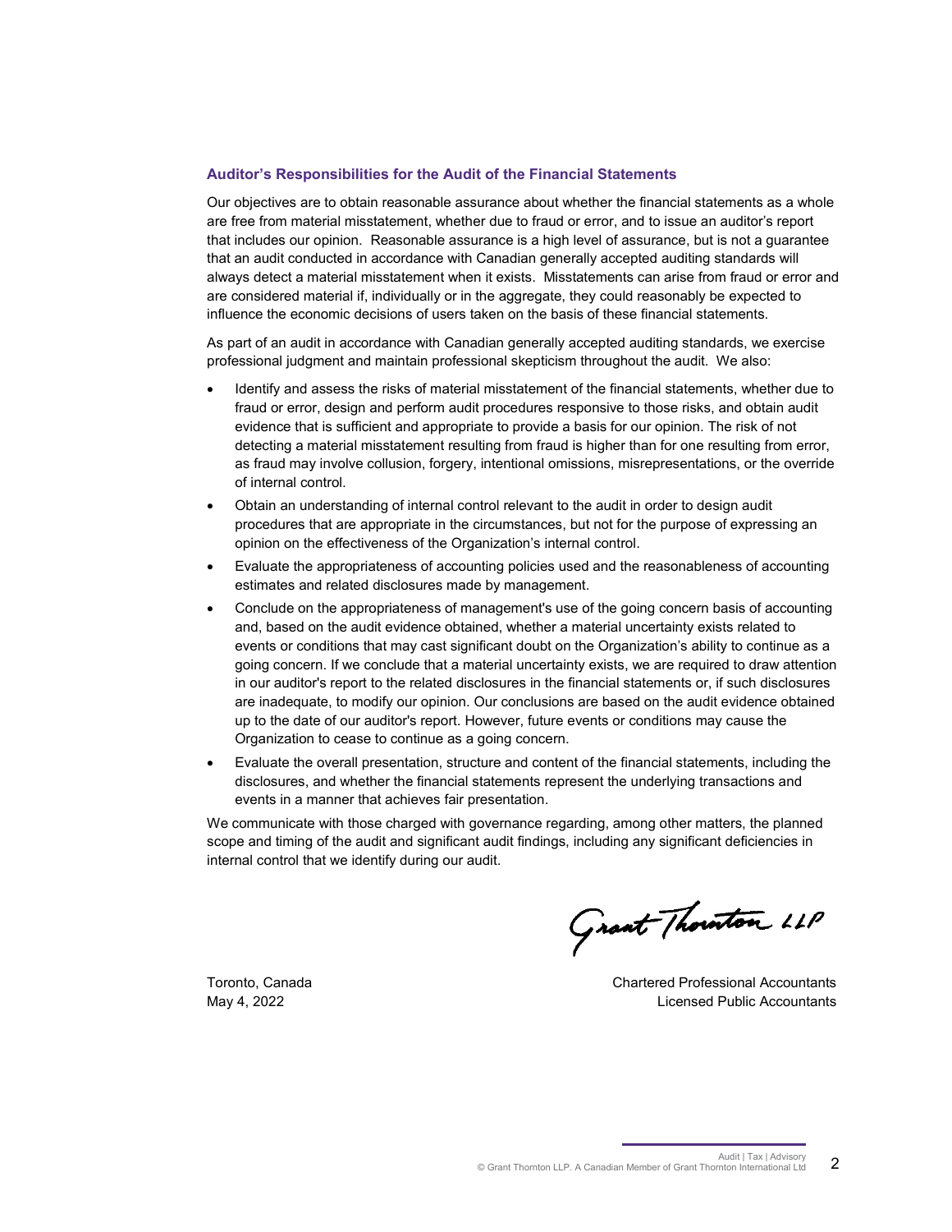### Auditor's Responsibilities for the Audit of the Financial Statements

Our objectives are to obtain reasonable assurance about whether the financial statements as a whole are free from material misstatement, whether due to fraud or error, and to issue an auditor's report that includes our opinion. Reasonable assurance is a high level of assurance, but is not a guarantee that an audit conducted in accordance with Canadian generally accepted auditing standards will always detect a material misstatement when it exists. Misstatements can arise from fraud or error and are considered material if, individually or in the aggregate, they could reasonably be expected to influence the economic decisions of users taken on the basis of these financial statements.

As part of an audit in accordance with Canadian generally accepted auditing standards, we exercise professional judgment and maintain professional skepticism throughout the audit. We also:

- Identify and assess the risks of material misstatement of the financial statements, whether due to fraud or error, design and perform audit procedures responsive to those risks, and obtain audit evidence that is sufficient and appropriate to provide a basis for our opinion. The risk of not detecting a material misstatement resulting from fraud is higher than for one resulting from error, as fraud may involve collusion, forgery, intentional omissions, misrepresentations, or the override of internal control.
- Obtain an understanding of internal control relevant to the audit in order to design audit procedures that are appropriate in the circumstances, but not for the purpose of expressing an opinion on the effectiveness of the Organization's internal control.
- Evaluate the appropriateness of accounting policies used and the reasonableness of accounting estimates and related disclosures made by management.
- Conclude on the appropriateness of management's use of the going concern basis of accounting and, based on the audit evidence obtained, whether a material uncertainty exists related to events or conditions that may cast significant doubt on the Organization's ability to continue as a going concern. If we conclude that a material uncertainty exists, we are required to draw attention in our auditor's report to the related disclosures in the financial statements or, if such disclosures are inadequate, to modify our opinion. Our conclusions are based on the audit evidence obtained up to the date of our auditor's report. However, future events or conditions may cause the Organization to cease to continue as a going concern.
- Evaluate the overall presentation, structure and content of the financial statements, including the disclosures, and whether the financial statements represent the underlying transactions and events in a manner that achieves fair presentation.

We communicate with those charged with governance regarding, among other matters, the planned scope and timing of the audit and significant audit findings, including any significant deficiencies in internal control that we identify during our audit.

Grant Thornton LLP

Toronto, Canada
May 4, 2022

Chartered Professional Accountants
Licensed Public Accountants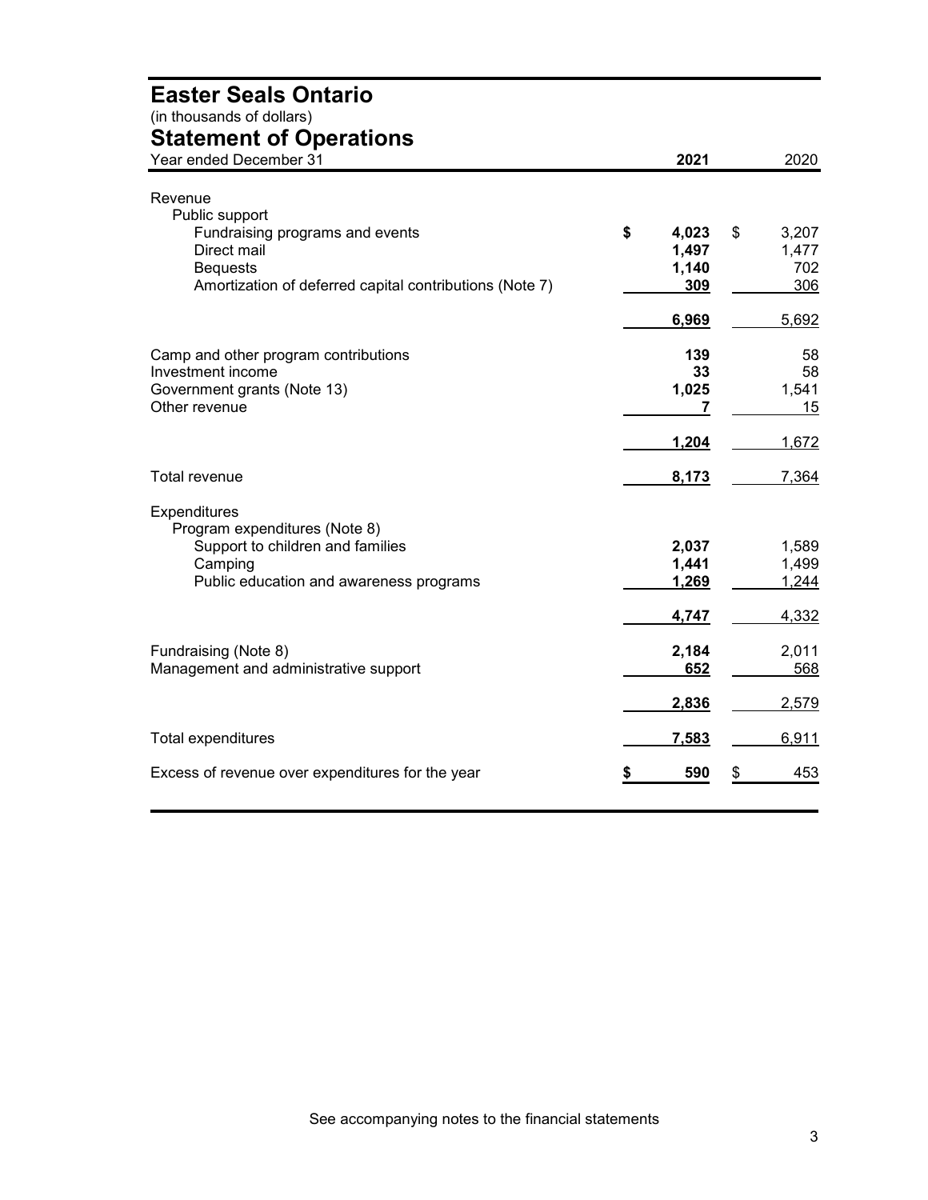# Easter Seals Ontario

(in thousands of dollars)

## Statement of Operations

| Year ended December 31 | 2021 | 2020 |
|---|---|---|
| Revenue | | |
| Public support | | |
| Fundraising programs and events | $ 4,023 | $ 3,207 |
| Direct mail | 1,497 | 1,477 |
| Bequests | 1,140 | 702 |
| Amortization of deferred capital contributions (Note 7) | 309 | 306 |
| | 6,969 | 5,692 |
| Camp and other program contributions | 139 | 58 |
| Investment income | 33 | 58 |
| Government grants (Note 13) | 1,025 | 1,541 |
| Other revenue | 7 | 15 |
| | 1,204 | 1,672 |
| Total revenue | 8,173 | 7,364 |
| Expenditures | | |
| Program expenditures (Note 8) | | |
| Support to children and families | 2,037 | 1,589 |
| Camping | 1,441 | 1,499 |
| Public education and awareness programs | 1,269 | 1,244 |
| | 4,747 | 4,332 |
| Fundraising (Note 8) | 2,184 | 2,011 |
| Management and administrative support | 652 | 568 |
| | 2,836 | 2,579 |
| Total expenditures | 7,583 | 6,911 |
| Excess of revenue over expenditures for the year | $ 590 | $ 453 |

See accompanying notes to the financial statements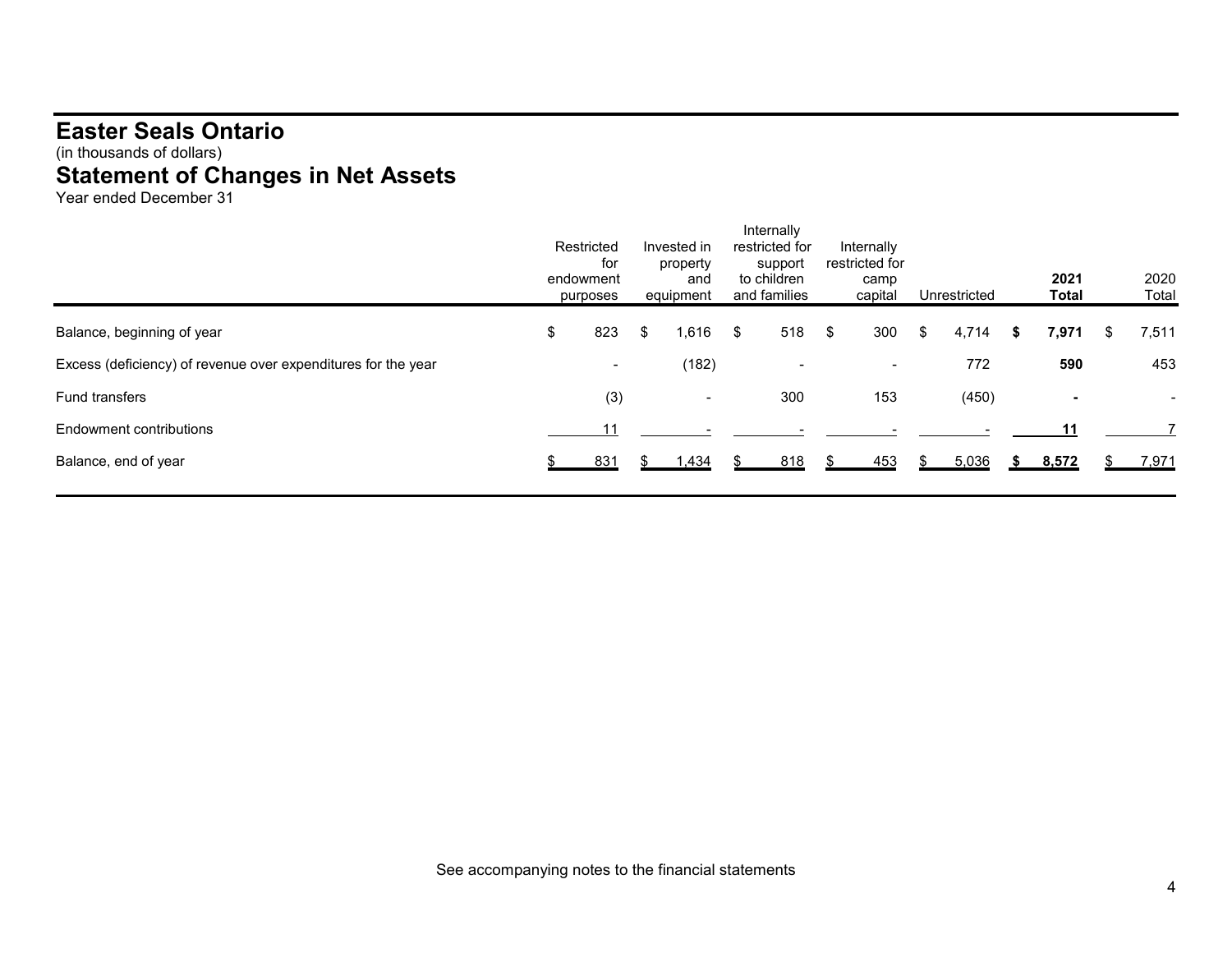# Easter Seals Ontario

(in thousands of dollars)

## Statement of Changes in Net Assets

Year ended December 31

| | Restricted for endowment purposes | Invested in property and equipment | Internally restricted for support to children and families | Internally restricted for camp capital | Unrestricted | **2021 Total** | 2020 Total |
|---|---|---|---|---|---|---|---|
| Balance, beginning of year | $ 823 | $ 1,616 | $ 518 | $ 300 | $ 4,714 | **$ 7,971** | $ 7,511 |
| Excess (deficiency) of revenue over expenditures for the year | - | (182) | - | - | 772 | **590** | 453 |
| Fund transfers | (3) | - | 300 | 153 | (450) | **-** | - |
| Endowment contributions | 11 | - | - | - | - | **11** | 7 |
| Balance, end of year | $ 831 | $ 1,434 | $ 818 | $ 453 | $ 5,036 | **$ 8,572** | $ 7,971 |

See accompanying notes to the financial statements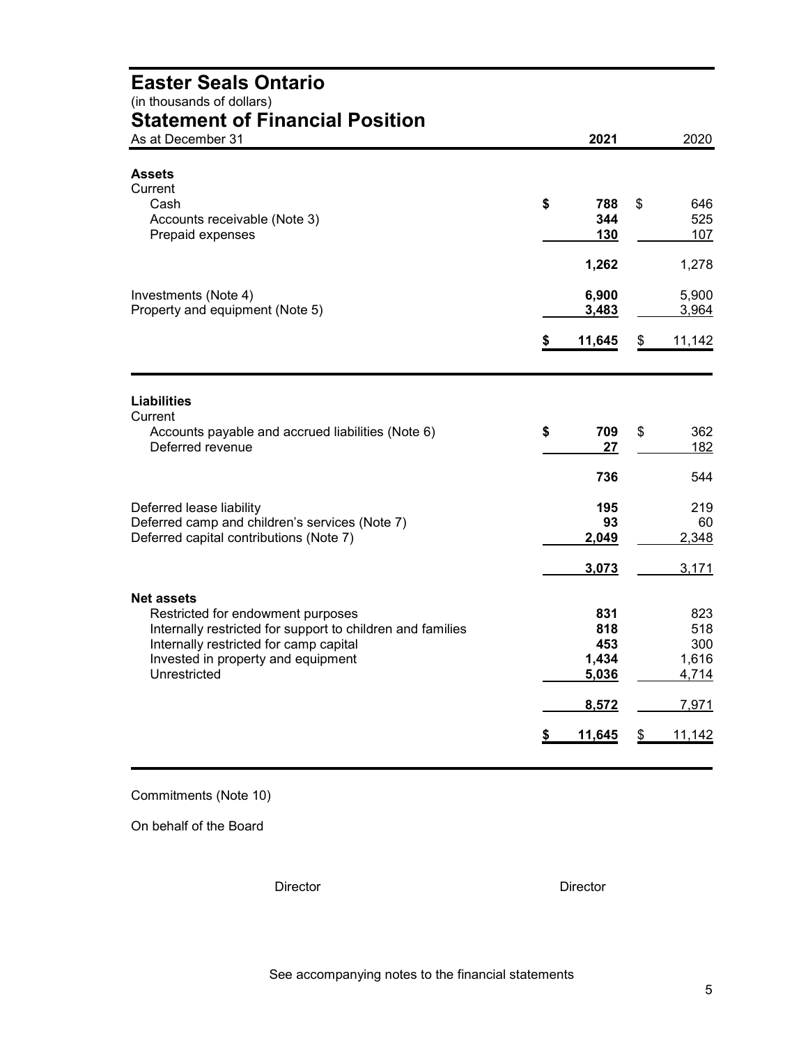# Easter Seals Ontario

(in thousands of dollars)

## Statement of Financial Position

| As at December 31 | 2021 | 2020 |
|---|---|---|
| **Assets** | | |
| Current | | |
| Cash | $ 788 | $ 646 |
| Accounts receivable (Note 3) | 344 | 525 |
| Prepaid expenses | 130 | 107 |
| | 1,262 | 1,278 |
| Investments (Note 4) | 6,900 | 5,900 |
| Property and equipment (Note 5) | 3,483 | 3,964 |
| | $ 11,645 | $ 11,142 |
| **Liabilities** | | |
| Current | | |
| Accounts payable and accrued liabilities (Note 6) | $ 709 | $ 362 |
| Deferred revenue | 27 | 182 |
| | 736 | 544 |
| Deferred lease liability | 195 | 219 |
| Deferred camp and children's services (Note 7) | 93 | 60 |
| Deferred capital contributions (Note 7) | 2,049 | 2,348 |
| | 3,073 | 3,171 |
| **Net assets** | | |
| Restricted for endowment purposes | 831 | 823 |
| Internally restricted for support to children and families | 818 | 518 |
| Internally restricted for camp capital | 453 | 300 |
| Invested in property and equipment | 1,434 | 1,616 |
| Unrestricted | 5,036 | 4,714 |
| | 8,572 | 7,971 |
| | $ 11,645 | $ 11,142 |

Commitments (Note 10)

On behalf of the Board

Director Director

See accompanying notes to the financial statements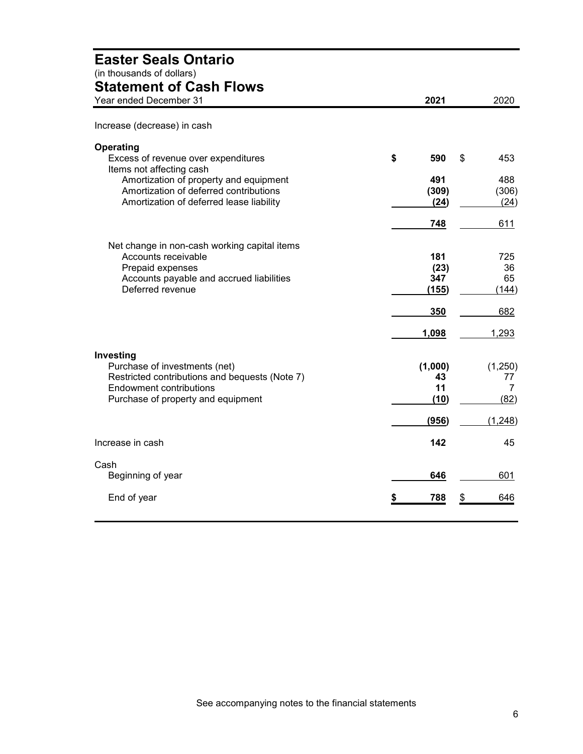# Easter Seals Ontario

(in thousands of dollars)

## Statement of Cash Flows

| Year ended December 31 | 2021 | 2020 |
|---|---|---|
| Increase (decrease) in cash | | |
| **Operating** | | |
| Excess of revenue over expenditures | $ 590 | $ 453 |
| Items not affecting cash | | |
| Amortization of property and equipment | 491 | 488 |
| Amortization of deferred contributions | (309) | (306) |
| Amortization of deferred lease liability | (24) | (24) |
| | 748 | 611 |
| Net change in non-cash working capital items | | |
| Accounts receivable | 181 | 725 |
| Prepaid expenses | (23) | 36 |
| Accounts payable and accrued liabilities | 347 | 65 |
| Deferred revenue | (155) | (144) |
| | 350 | 682 |
| | 1,098 | 1,293 |
| **Investing** | | |
| Purchase of investments (net) | (1,000) | (1,250) |
| Restricted contributions and bequests (Note 7) | 43 | 77 |
| Endowment contributions | 11 | 7 |
| Purchase of property and equipment | (10) | (82) |
| | (956) | (1,248) |
| Increase in cash | 142 | 45 |
| Cash | | |
| Beginning of year | 646 | 601 |
| End of year | $ 788 | $ 646 |

See accompanying notes to the financial statements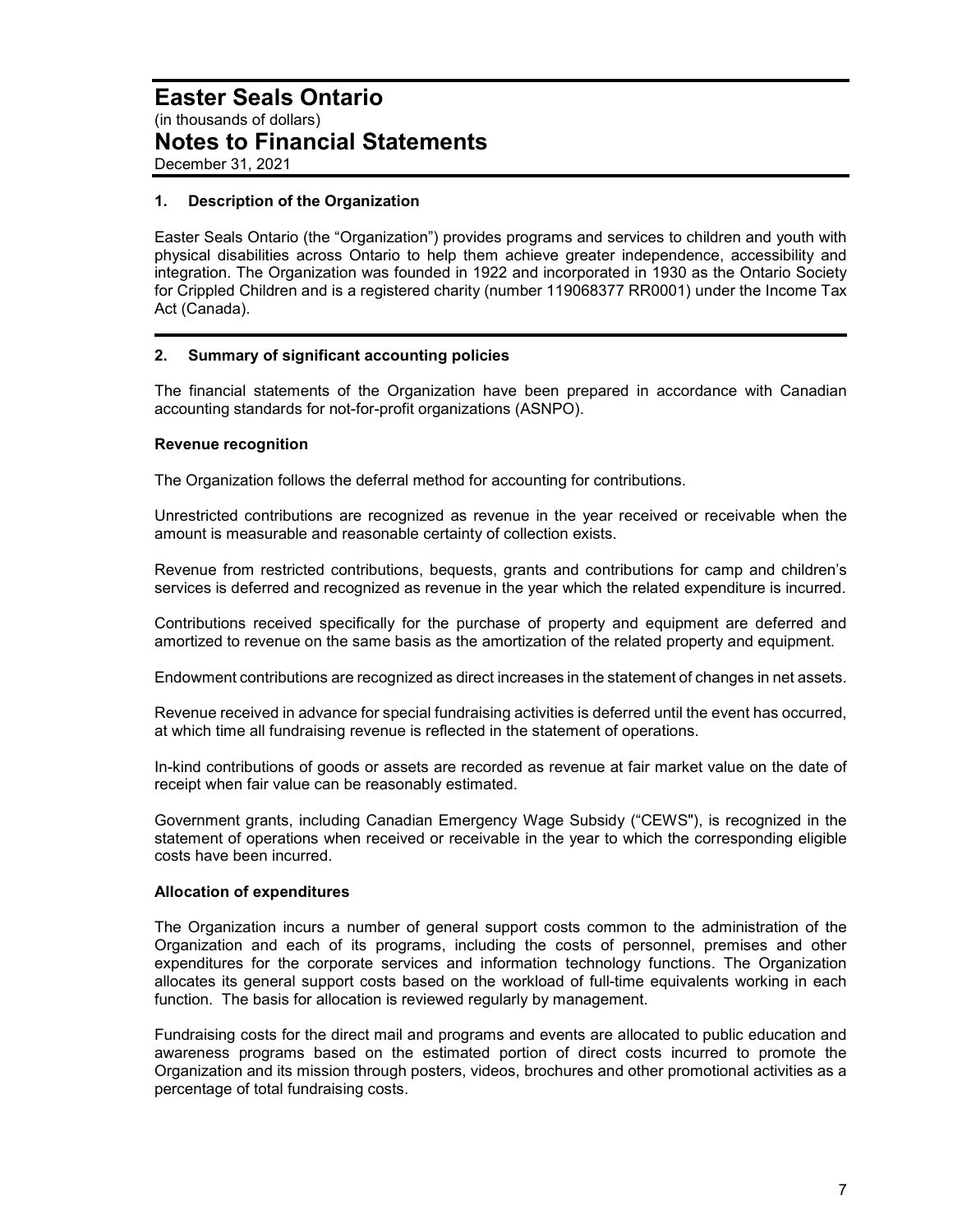# Easter Seals Ontario

(in thousands of dollars)

# Notes to Financial Statements

December 31, 2021

## 1. Description of the Organization

Easter Seals Ontario (the "Organization") provides programs and services to children and youth with physical disabilities across Ontario to help them achieve greater independence, accessibility and integration. The Organization was founded in 1922 and incorporated in 1930 as the Ontario Society for Crippled Children and is a registered charity (number 119068377 RR0001) under the Income Tax Act (Canada).

## 2. Summary of significant accounting policies

The financial statements of the Organization have been prepared in accordance with Canadian accounting standards for not-for-profit organizations (ASNPO).

### Revenue recognition

The Organization follows the deferral method for accounting for contributions.

Unrestricted contributions are recognized as revenue in the year received or receivable when the amount is measurable and reasonable certainty of collection exists.

Revenue from restricted contributions, bequests, grants and contributions for camp and children's services is deferred and recognized as revenue in the year which the related expenditure is incurred.

Contributions received specifically for the purchase of property and equipment are deferred and amortized to revenue on the same basis as the amortization of the related property and equipment.

Endowment contributions are recognized as direct increases in the statement of changes in net assets.

Revenue received in advance for special fundraising activities is deferred until the event has occurred, at which time all fundraising revenue is reflected in the statement of operations.

In-kind contributions of goods or assets are recorded as revenue at fair market value on the date of receipt when fair value can be reasonably estimated.

Government grants, including Canadian Emergency Wage Subsidy ("CEWS"), is recognized in the statement of operations when received or receivable in the year to which the corresponding eligible costs have been incurred.

### Allocation of expenditures

The Organization incurs a number of general support costs common to the administration of the Organization and each of its programs, including the costs of personnel, premises and other expenditures for the corporate services and information technology functions. The Organization allocates its general support costs based on the workload of full-time equivalents working in each function. The basis for allocation is reviewed regularly by management.

Fundraising costs for the direct mail and programs and events are allocated to public education and awareness programs based on the estimated portion of direct costs incurred to promote the Organization and its mission through posters, videos, brochures and other promotional activities as a percentage of total fundraising costs.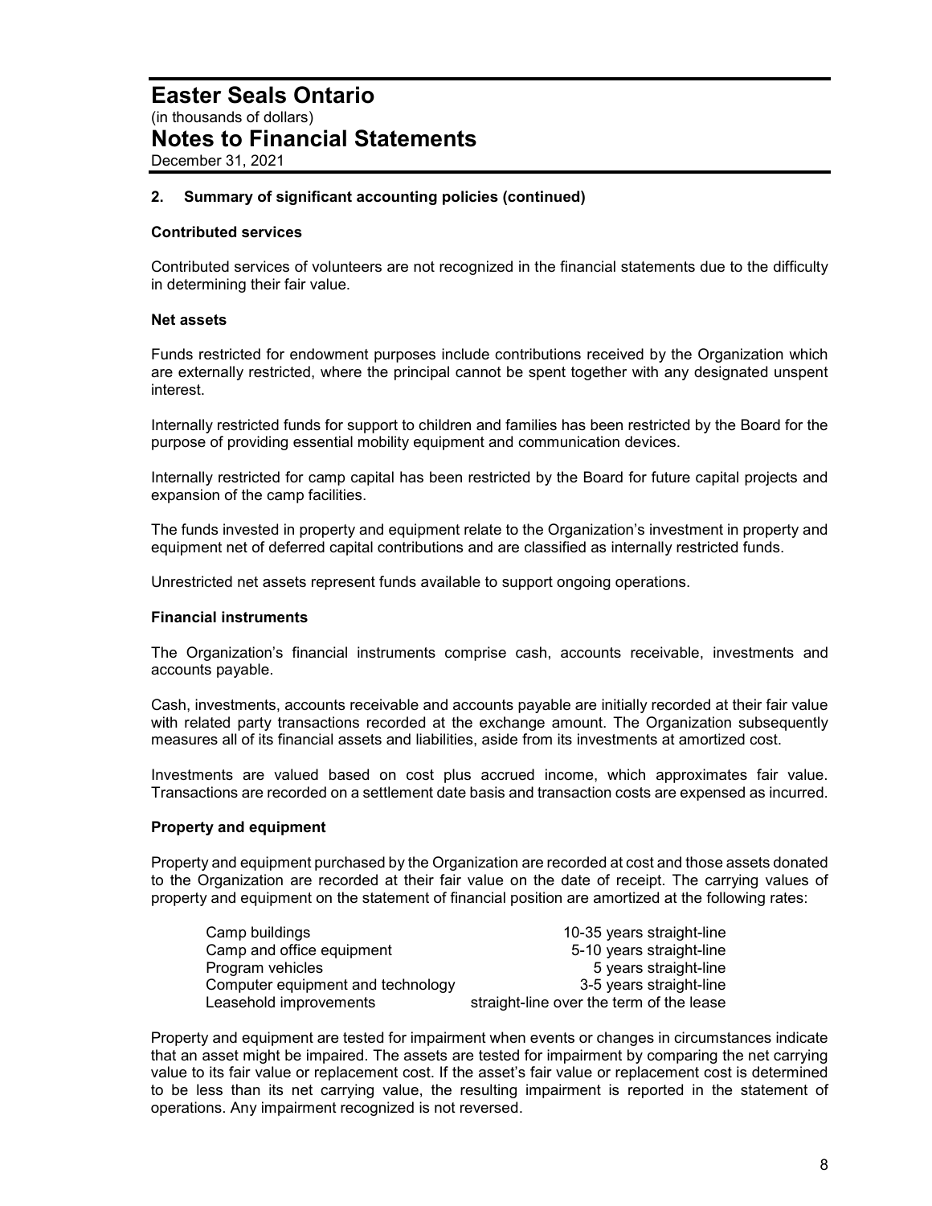## 2. Summary of significant accounting policies (continued)

### Contributed services

Contributed services of volunteers are not recognized in the financial statements due to the difficulty in determining their fair value.

### Net assets

Funds restricted for endowment purposes include contributions received by the Organization which are externally restricted, where the principal cannot be spent together with any designated unspent interest.

Internally restricted funds for support to children and families has been restricted by the Board for the purpose of providing essential mobility equipment and communication devices.

Internally restricted for camp capital has been restricted by the Board for future capital projects and expansion of the camp facilities.

The funds invested in property and equipment relate to the Organization's investment in property and equipment net of deferred capital contributions and are classified as internally restricted funds.

Unrestricted net assets represent funds available to support ongoing operations.

### Financial instruments

The Organization's financial instruments comprise cash, accounts receivable, investments and accounts payable.

Cash, investments, accounts receivable and accounts payable are initially recorded at their fair value with related party transactions recorded at the exchange amount. The Organization subsequently measures all of its financial assets and liabilities, aside from its investments at amortized cost.

Investments are valued based on cost plus accrued income, which approximates fair value. Transactions are recorded on a settlement date basis and transaction costs are expensed as incurred.

### Property and equipment

Property and equipment purchased by the Organization are recorded at cost and those assets donated to the Organization are recorded at their fair value on the date of receipt. The carrying values of property and equipment on the statement of financial position are amortized at the following rates:

| | |
|---|---|
| Camp buildings | 10-35 years straight-line |
| Camp and office equipment | 5-10 years straight-line |
| Program vehicles | 5 years straight-line |
| Computer equipment and technology | 3-5 years straight-line |
| Leasehold improvements | straight-line over the term of the lease |

Property and equipment are tested for impairment when events or changes in circumstances indicate that an asset might be impaired. The assets are tested for impairment by comparing the net carrying value to its fair value or replacement cost. If the asset's fair value or replacement cost is determined to be less than its net carrying value, the resulting impairment is reported in the statement of operations. Any impairment recognized is not reversed.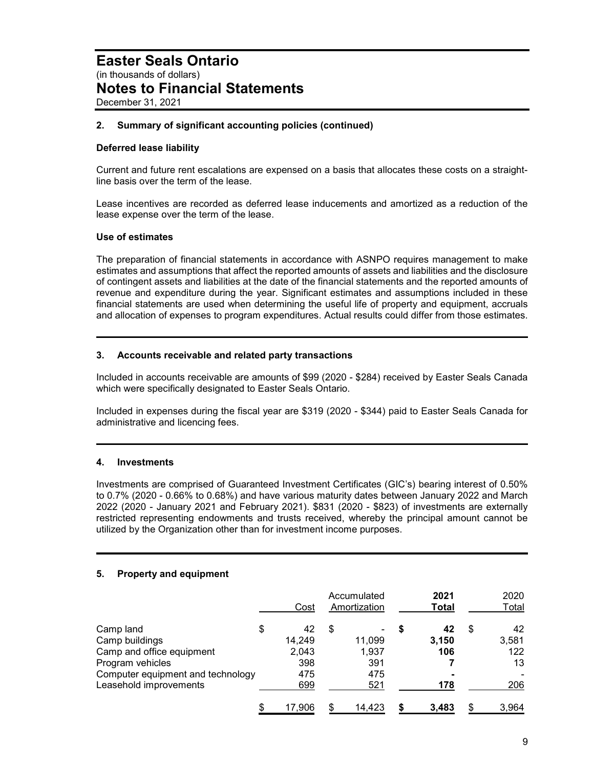# Easter Seals Ontario
(in thousands of dollars)
# Notes to Financial Statements
December 31, 2021

## 2. Summary of significant accounting policies (continued)

### Deferred lease liability

Current and future rent escalations are expensed on a basis that allocates these costs on a straight-line basis over the term of the lease.

Lease incentives are recorded as deferred lease inducements and amortized as a reduction of the lease expense over the term of the lease.

### Use of estimates

The preparation of financial statements in accordance with ASNPO requires management to make estimates and assumptions that affect the reported amounts of assets and liabilities and the disclosure of contingent assets and liabilities at the date of the financial statements and the reported amounts of revenue and expenditure during the year. Significant estimates and assumptions included in these financial statements are used when determining the useful life of property and equipment, accruals and allocation of expenses to program expenditures. Actual results could differ from those estimates.

## 3. Accounts receivable and related party transactions

Included in accounts receivable are amounts of $99 (2020 - $284) received by Easter Seals Canada which were specifically designated to Easter Seals Ontario.

Included in expenses during the fiscal year are $319 (2020 - $344) paid to Easter Seals Canada for administrative and licencing fees.

## 4. Investments

Investments are comprised of Guaranteed Investment Certificates (GIC's) bearing interest of 0.50% to 0.7% (2020 - 0.66% to 0.68%) and have various maturity dates between January 2022 and March 2022 (2020 - January 2021 and February 2021). $831 (2020 - $823) of investments are externally restricted representing endowments and trusts received, whereby the principal amount cannot be utilized by the Organization other than for investment income purposes.

## 5. Property and equipment

| | Cost | Accumulated Amortization | **2021 Total** | 2020 Total |
|---|---|---|---|---|
| Camp land | $ 42 | $ - | **$ 42** | $ 42 |
| Camp buildings | 14,249 | 11,099 | **3,150** | 3,581 |
| Camp and office equipment | 2,043 | 1,937 | **106** | 122 |
| Program vehicles | 398 | 391 | **7** | 13 |
| Computer equipment and technology | 475 | 475 | **-** | - |
| Leasehold improvements | 699 | 521 | **178** | 206 |
| | $ 17,906 | $ 14,423 | **$ 3,483** | $ 3,964 |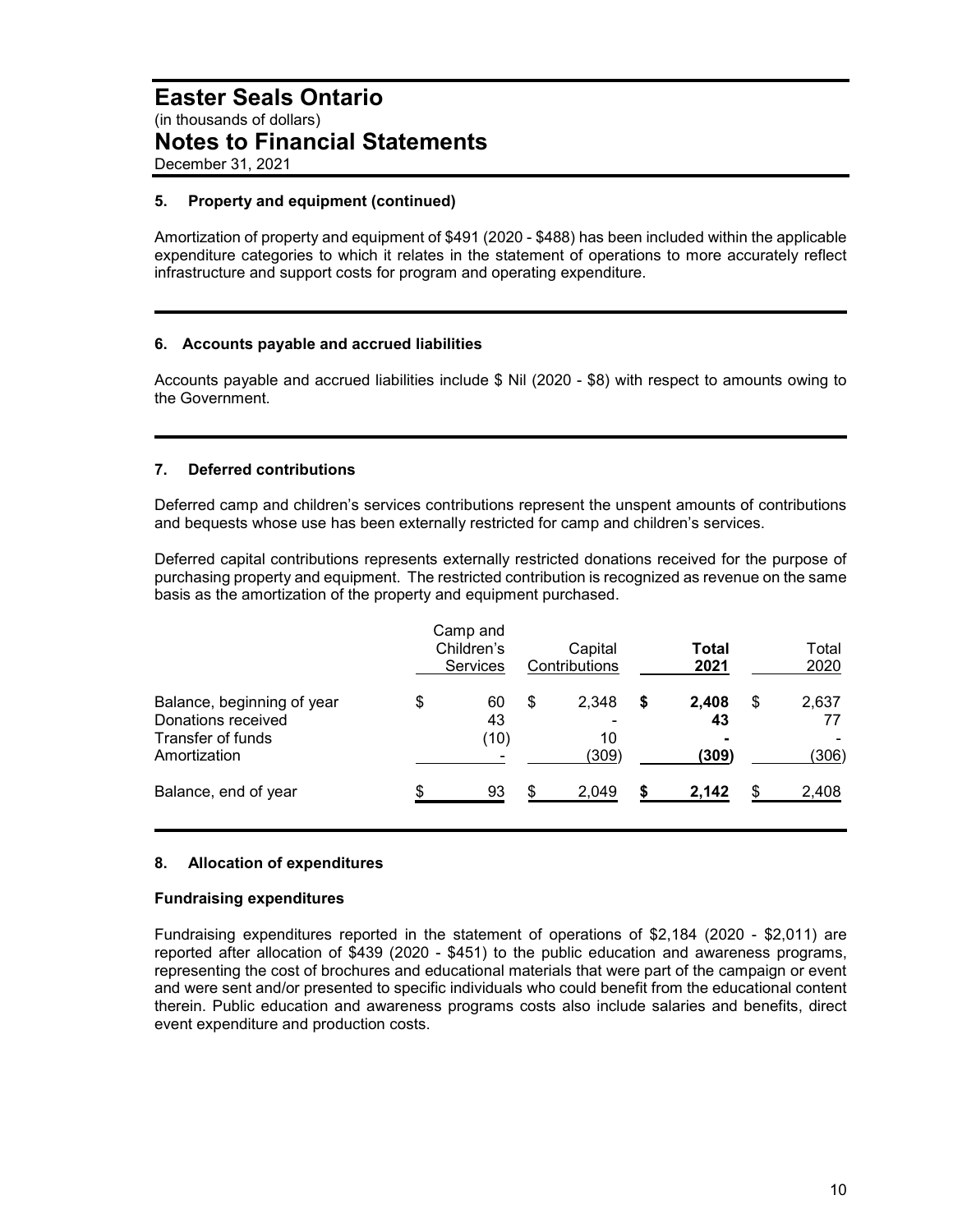# Easter Seals Ontario

(in thousands of dollars)

# Notes to Financial Statements

December 31, 2021

## 5. Property and equipment (continued)

Amortization of property and equipment of $491 (2020 - $488) has been included within the applicable expenditure categories to which it relates in the statement of operations to more accurately reflect infrastructure and support costs for program and operating expenditure.

## 6. Accounts payable and accrued liabilities

Accounts payable and accrued liabilities include $ Nil (2020 - $8) with respect to amounts owing to the Government.

## 7. Deferred contributions

Deferred camp and children's services contributions represent the unspent amounts of contributions and bequests whose use has been externally restricted for camp and children's services.

Deferred capital contributions represents externally restricted donations received for the purpose of purchasing property and equipment. The restricted contribution is recognized as revenue on the same basis as the amortization of the property and equipment purchased.

| | Camp and Children's Services | Capital Contributions | **Total 2021** | Total 2020 |
|---|---|---|---|---|
| Balance, beginning of year | $ 60 | $ 2,348 | **$ 2,408** | $ 2,637 |
| Donations received | 43 | - | **43** | 77 |
| Transfer of funds | (10) | 10 | **-** | - |
| Amortization | - | (309) | **(309)** | (306) |
| Balance, end of year | $ 93 | $ 2,049 | **$ 2,142** | $ 2,408 |

## 8. Allocation of expenditures

### Fundraising expenditures

Fundraising expenditures reported in the statement of operations of $2,184 (2020 - $2,011) are reported after allocation of $439 (2020 - $451) to the public education and awareness programs, representing the cost of brochures and educational materials that were part of the campaign or event and were sent and/or presented to specific individuals who could benefit from the educational content therein. Public education and awareness programs costs also include salaries and benefits, direct event expenditure and production costs.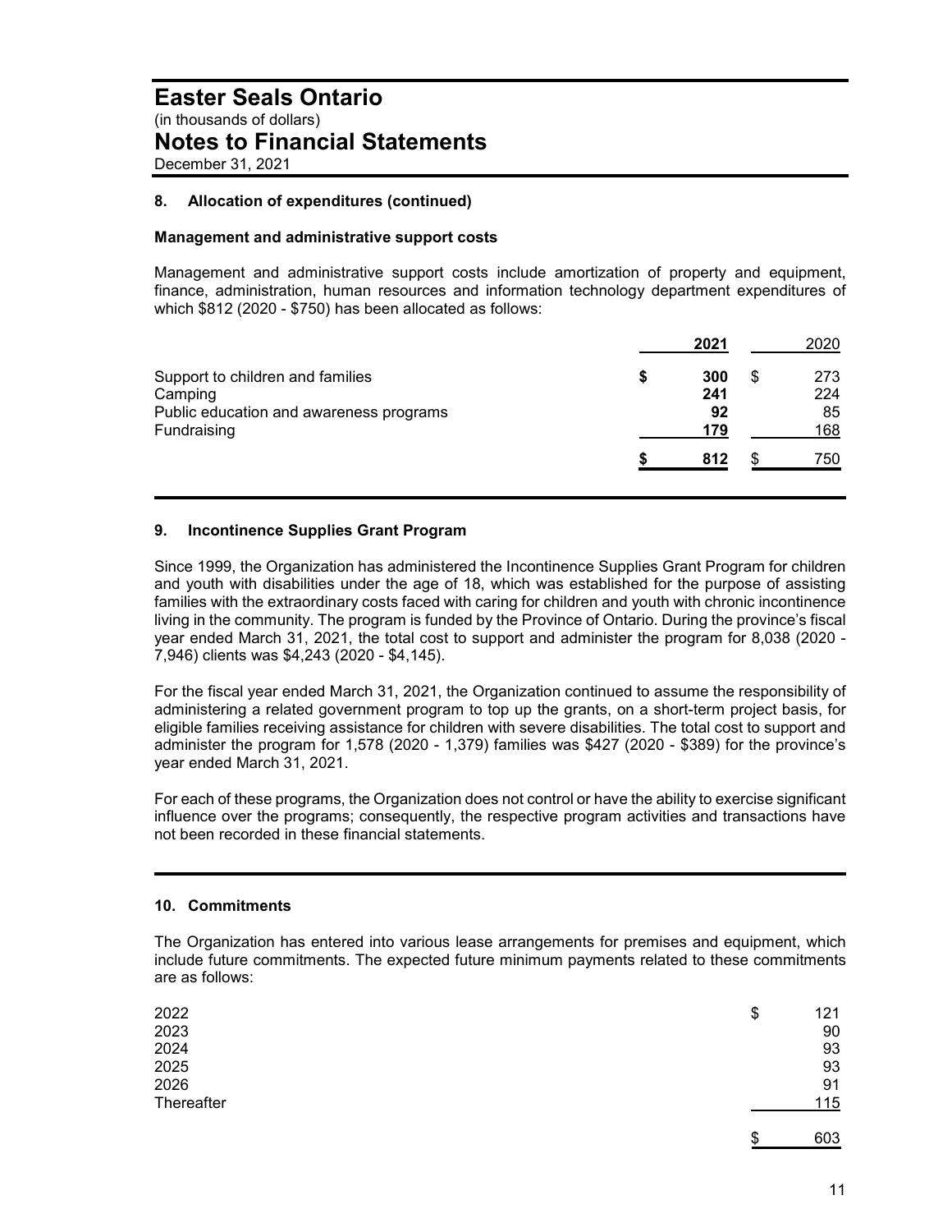# Easter Seals Ontario

(in thousands of dollars)

## Notes to Financial Statements

December 31, 2021

### 8. Allocation of expenditures (continued)

**Management and administrative support costs**

Management and administrative support costs include amortization of property and equipment, finance, administration, human resources and information technology department expenditures of which $812 (2020 - $750) has been allocated as follows:

| | **2021** | 2020 |
|---|---|---|
| Support to children and families | **$ 300** | $ 273 |
| Camping | **241** | 224 |
| Public education and awareness programs | **92** | 85 |
| Fundraising | **179** | 168 |
| | **$ 812** | $ 750 |

### 9. Incontinence Supplies Grant Program

Since 1999, the Organization has administered the Incontinence Supplies Grant Program for children and youth with disabilities under the age of 18, which was established for the purpose of assisting families with the extraordinary costs faced with caring for children and youth with chronic incontinence living in the community. The program is funded by the Province of Ontario. During the province's fiscal year ended March 31, 2021, the total cost to support and administer the program for 8,038 (2020 - 7,946) clients was $4,243 (2020 - $4,145).

For the fiscal year ended March 31, 2021, the Organization continued to assume the responsibility of administering a related government program to top up the grants, on a short-term project basis, for eligible families receiving assistance for children with severe disabilities. The total cost to support and administer the program for 1,578 (2020 - 1,379) families was $427 (2020 - $389) for the province's year ended March 31, 2021.

For each of these programs, the Organization does not control or have the ability to exercise significant influence over the programs; consequently, the respective program activities and transactions have not been recorded in these financial statements.

### 10. Commitments

The Organization has entered into various lease arrangements for premises and equipment, which include future commitments. The expected future minimum payments related to these commitments are as follows:

| | |
|---|---|
| 2022 | $ 121 |
| 2023 | 90 |
| 2024 | 93 |
| 2025 | 93 |
| 2026 | 91 |
| Thereafter | 115 |
| | $ 603 |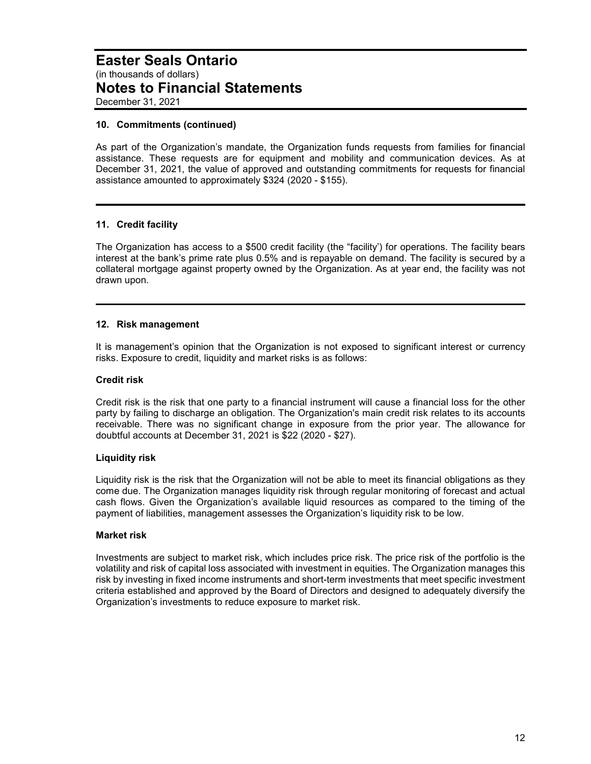# Easter Seals Ontario

(in thousands of dollars)

## Notes to Financial Statements

December 31, 2021

### 10. Commitments (continued)

As part of the Organization's mandate, the Organization funds requests from families for financial assistance. These requests are for equipment and mobility and communication devices. As at December 31, 2021, the value of approved and outstanding commitments for requests for financial assistance amounted to approximately $324 (2020 - $155).

### 11. Credit facility

The Organization has access to a $500 credit facility (the "facility') for operations. The facility bears interest at the bank's prime rate plus 0.5% and is repayable on demand. The facility is secured by a collateral mortgage against property owned by the Organization. As at year end, the facility was not drawn upon.

### 12. Risk management

It is management's opinion that the Organization is not exposed to significant interest or currency risks. Exposure to credit, liquidity and market risks is as follows:

**Credit risk**

Credit risk is the risk that one party to a financial instrument will cause a financial loss for the other party by failing to discharge an obligation. The Organization's main credit risk relates to its accounts receivable. There was no significant change in exposure from the prior year. The allowance for doubtful accounts at December 31, 2021 is $22 (2020 - $27).

**Liquidity risk**

Liquidity risk is the risk that the Organization will not be able to meet its financial obligations as they come due. The Organization manages liquidity risk through regular monitoring of forecast and actual cash flows. Given the Organization's available liquid resources as compared to the timing of the payment of liabilities, management assesses the Organization's liquidity risk to be low.

**Market risk**

Investments are subject to market risk, which includes price risk. The price risk of the portfolio is the volatility and risk of capital loss associated with investment in equities. The Organization manages this risk by investing in fixed income instruments and short-term investments that meet specific investment criteria established and approved by the Board of Directors and designed to adequately diversify the Organization's investments to reduce exposure to market risk.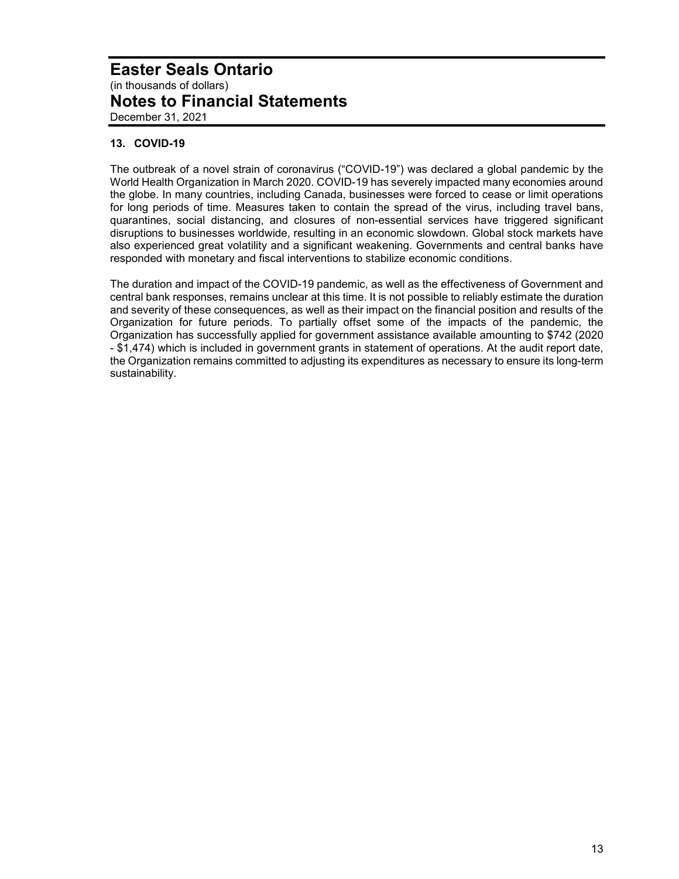## 13. COVID-19

The outbreak of a novel strain of coronavirus ("COVID-19") was declared a global pandemic by the World Health Organization in March 2020. COVID-19 has severely impacted many economies around the globe. In many countries, including Canada, businesses were forced to cease or limit operations for long periods of time. Measures taken to contain the spread of the virus, including travel bans, quarantines, social distancing, and closures of non-essential services have triggered significant disruptions to businesses worldwide, resulting in an economic slowdown. Global stock markets have also experienced great volatility and a significant weakening. Governments and central banks have responded with monetary and fiscal interventions to stabilize economic conditions.

The duration and impact of the COVID-19 pandemic, as well as the effectiveness of Government and central bank responses, remains unclear at this time. It is not possible to reliably estimate the duration and severity of these consequences, as well as their impact on the financial position and results of the Organization for future periods. To partially offset some of the impacts of the pandemic, the Organization has successfully applied for government assistance available amounting to $742 (2020 - $1,474) which is included in government grants in statement of operations. At the audit report date, the Organization remains committed to adjusting its expenditures as necessary to ensure its long-term sustainability.